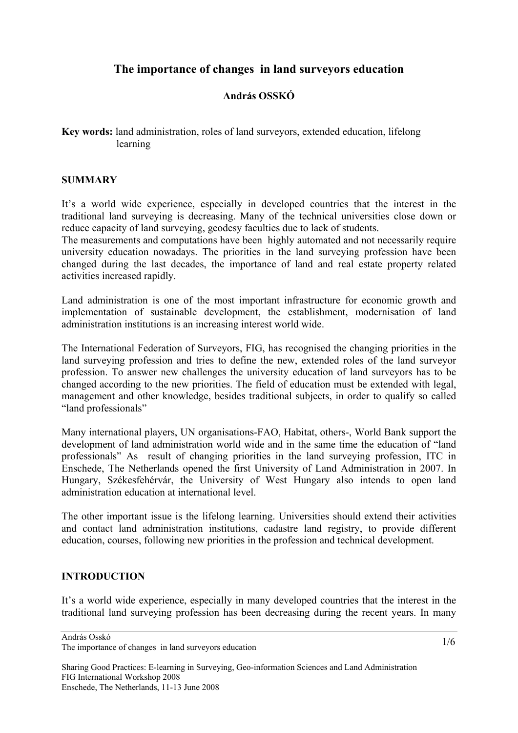# The importance of changes in land surveyors education

**András OSSKÓ**

**Key words:** land administration, roles of land surveyors, extended education, lifelong learning

## SUMMARY

It's a world wide experience, especially in developed countries that the interest in the traditional land surveying is decreasing. Many of the technical universities close down or reduce capacity of land surveying, geodesy faculties due to lack of students.
The measurements and computations have been highly automated and not necessarily require university education nowadays. The priorities in the land surveying profession have been changed during the last decades, the importance of land and real estate property related activities increased rapidly.

Land administration is one of the most important infrastructure for economic growth and implementation of sustainable development, the establishment, modernisation of land administration institutions is an increasing interest world wide.

The International Federation of Surveyors, FIG, has recognised the changing priorities in the land surveying profession and tries to define the new, extended roles of the land surveyor profession. To answer new challenges the university education of land surveyors has to be changed according to the new priorities. The field of education must be extended with legal, management and other knowledge, besides traditional subjects, in order to qualify so called "land professionals"

Many international players, UN organisations-FAO, Habitat, others-, World Bank support the development of land administration world wide and in the same time the education of "land professionals" As result of changing priorities in the land surveying profession, ITC in Enschede, The Netherlands opened the first University of Land Administration in 2007. In Hungary, Székesfehérvár, the University of West Hungary also intends to open land administration education at international level.

The other important issue is the lifelong learning. Universities should extend their activities and contact land administration institutions, cadastre land registry, to provide different education, courses, following new priorities in the profession and technical development.

## INTRODUCTION

It's a world wide experience, especially in many developed countries that the interest in the traditional land surveying profession has been decreasing during the recent years. In many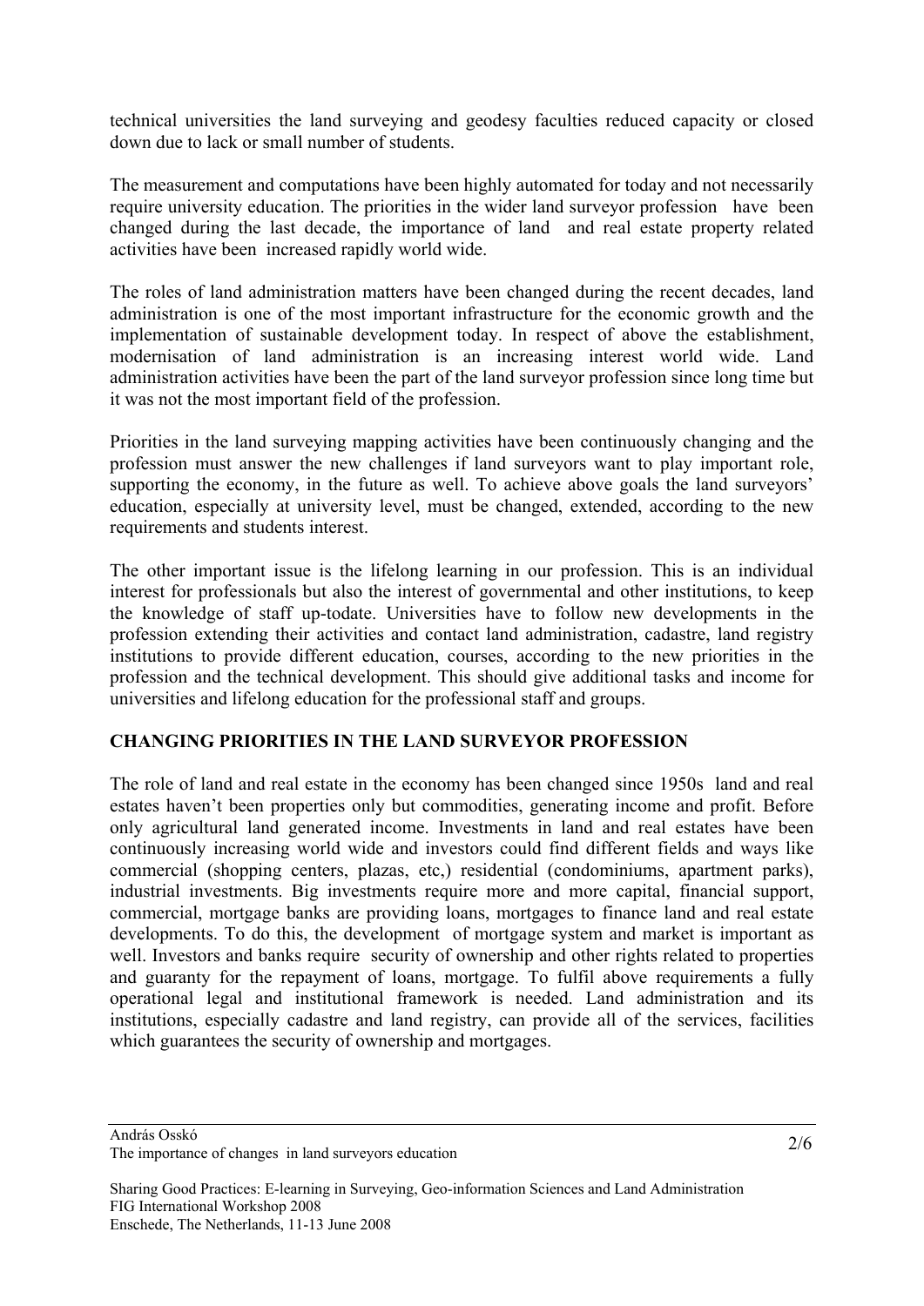technical universities the land surveying and geodesy faculties reduced capacity or closed down due to lack or small number of students.

The measurement and computations have been highly automated for today and not necessarily require university education. The priorities in the wider land surveyor profession have been changed during the last decade, the importance of land and real estate property related activities have been increased rapidly world wide.

The roles of land administration matters have been changed during the recent decades, land administration is one of the most important infrastructure for the economic growth and the implementation of sustainable development today. In respect of above the establishment, modernisation of land administration is an increasing interest world wide. Land administration activities have been the part of the land surveyor profession since long time but it was not the most important field of the profession.

Priorities in the land surveying mapping activities have been continuously changing and the profession must answer the new challenges if land surveyors want to play important role, supporting the economy, in the future as well. To achieve above goals the land surveyors' education, especially at university level, must be changed, extended, according to the new requirements and students interest.

The other important issue is the lifelong learning in our profession. This is an individual interest for professionals but also the interest of governmental and other institutions, to keep the knowledge of staff up-todate. Universities have to follow new developments in the profession extending their activities and contact land administration, cadastre, land registry institutions to provide different education, courses, according to the new priorities in the profession and the technical development. This should give additional tasks and income for universities and lifelong education for the professional staff and groups.

## CHANGING PRIORITIES IN THE LAND SURVEYOR PROFESSION

The role of land and real estate in the economy has been changed since 1950s land and real estates haven't been properties only but commodities, generating income and profit. Before only agricultural land generated income. Investments in land and real estates have been continuously increasing world wide and investors could find different fields and ways like commercial (shopping centers, plazas, etc,) residential (condominiums, apartment parks), industrial investments. Big investments require more and more capital, financial support, commercial, mortgage banks are providing loans, mortgages to finance land and real estate developments. To do this, the development of mortgage system and market is important as well. Investors and banks require security of ownership and other rights related to properties and guaranty for the repayment of loans, mortgage. To fulfil above requirements a fully operational legal and institutional framework is needed. Land administration and its institutions, especially cadastre and land registry, can provide all of the services, facilities which guarantees the security of ownership and mortgages.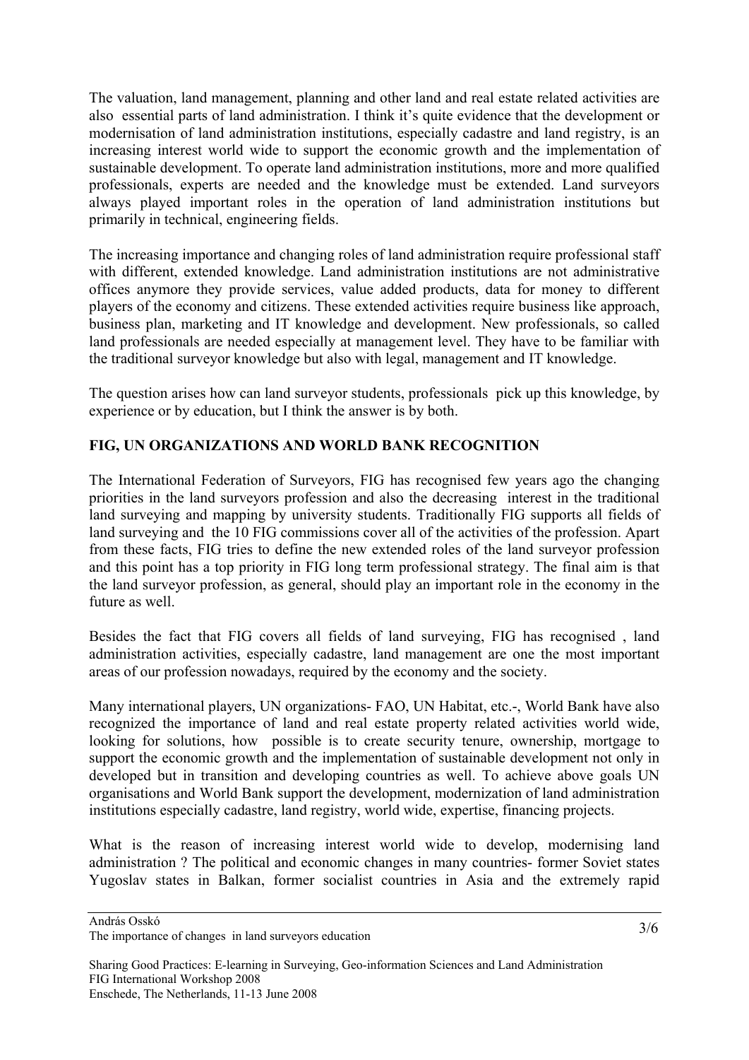The valuation, land management, planning and other land and real estate related activities are also essential parts of land administration. I think it's quite evidence that the development or modernisation of land administration institutions, especially cadastre and land registry, is an increasing interest world wide to support the economic growth and the implementation of sustainable development. To operate land administration institutions, more and more qualified professionals, experts are needed and the knowledge must be extended. Land surveyors always played important roles in the operation of land administration institutions but primarily in technical, engineering fields.

The increasing importance and changing roles of land administration require professional staff with different, extended knowledge. Land administration institutions are not administrative offices anymore they provide services, value added products, data for money to different players of the economy and citizens. These extended activities require business like approach, business plan, marketing and IT knowledge and development. New professionals, so called land professionals are needed especially at management level. They have to be familiar with the traditional surveyor knowledge but also with legal, management and IT knowledge.

The question arises how can land surveyor students, professionals pick up this knowledge, by experience or by education, but I think the answer is by both.

## FIG, UN ORGANIZATIONS AND WORLD BANK RECOGNITION

The International Federation of Surveyors, FIG has recognised few years ago the changing priorities in the land surveyors profession and also the decreasing interest in the traditional land surveying and mapping by university students. Traditionally FIG supports all fields of land surveying and the 10 FIG commissions cover all of the activities of the profession. Apart from these facts, FIG tries to define the new extended roles of the land surveyor profession and this point has a top priority in FIG long term professional strategy. The final aim is that the land surveyor profession, as general, should play an important role in the economy in the future as well.

Besides the fact that FIG covers all fields of land surveying, FIG has recognised , land administration activities, especially cadastre, land management are one the most important areas of our profession nowadays, required by the economy and the society.

Many international players, UN organizations- FAO, UN Habitat, etc.-, World Bank have also recognized the importance of land and real estate property related activities world wide, looking for solutions, how possible is to create security tenure, ownership, mortgage to support the economic growth and the implementation of sustainable development not only in developed but in transition and developing countries as well. To achieve above goals UN organisations and World Bank support the development, modernization of land administration institutions especially cadastre, land registry, world wide, expertise, financing projects.

What is the reason of increasing interest world wide to develop, modernising land administration ? The political and economic changes in many countries- former Soviet states Yugoslav states in Balkan, former socialist countries in Asia and the extremely rapid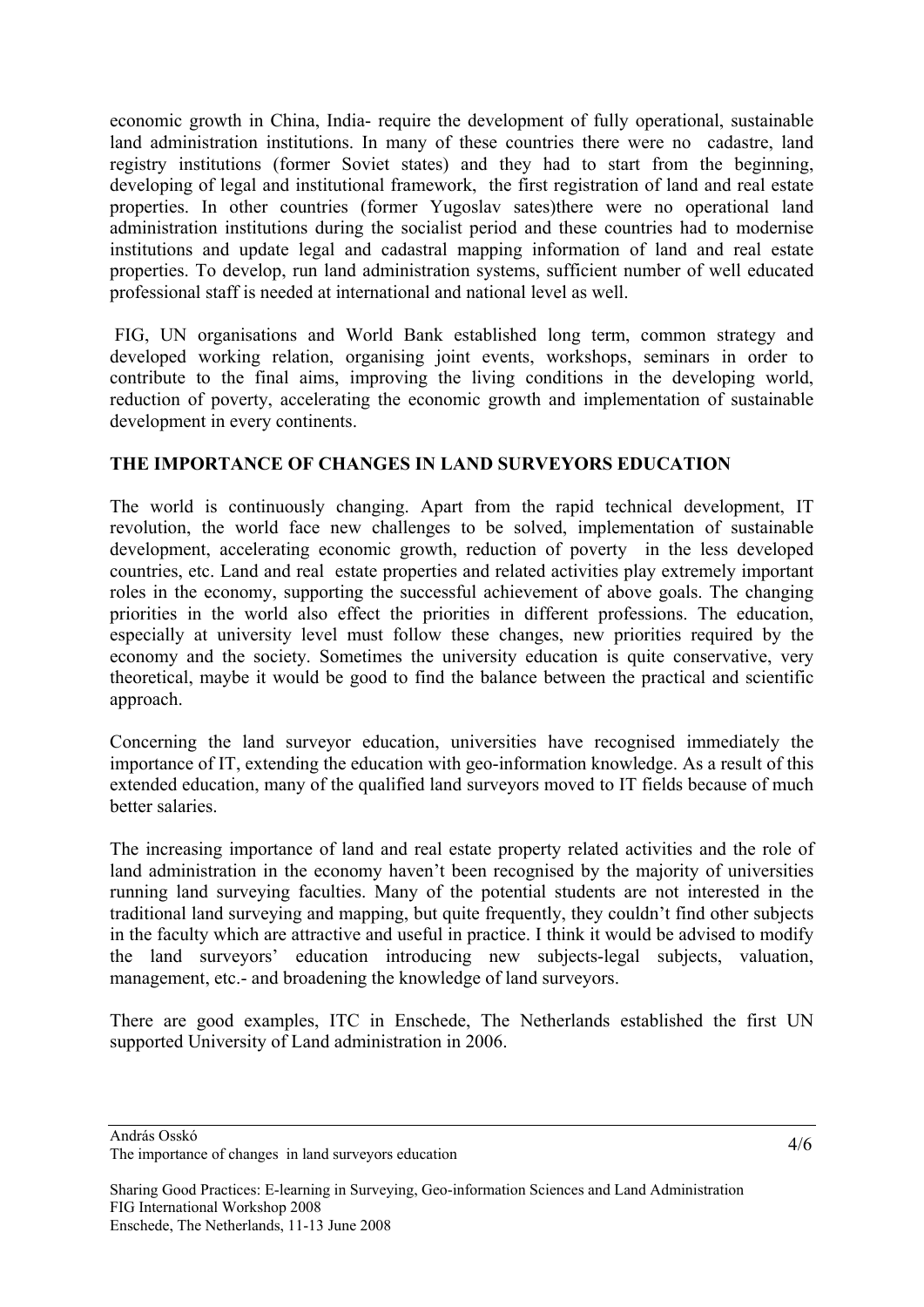economic growth in China, India- require the development of fully operational, sustainable land administration institutions. In many of these countries there were no cadastre, land registry institutions (former Soviet states) and they had to start from the beginning, developing of legal and institutional framework, the first registration of land and real estate properties. In other countries (former Yugoslav sates)there were no operational land administration institutions during the socialist period and these countries had to modernise institutions and update legal and cadastral mapping information of land and real estate properties. To develop, run land administration systems, sufficient number of well educated professional staff is needed at international and national level as well.

FIG, UN organisations and World Bank established long term, common strategy and developed working relation, organising joint events, workshops, seminars in order to contribute to the final aims, improving the living conditions in the developing world, reduction of poverty, accelerating the economic growth and implementation of sustainable development in every continents.

**THE IMPORTANCE OF CHANGES IN LAND SURVEYORS EDUCATION**

The world is continuously changing. Apart from the rapid technical development, IT revolution, the world face new challenges to be solved, implementation of sustainable development, accelerating economic growth, reduction of poverty in the less developed countries, etc. Land and real estate properties and related activities play extremely important roles in the economy, supporting the successful achievement of above goals. The changing priorities in the world also effect the priorities in different professions. The education, especially at university level must follow these changes, new priorities required by the economy and the society. Sometimes the university education is quite conservative, very theoretical, maybe it would be good to find the balance between the practical and scientific approach.

Concerning the land surveyor education, universities have recognised immediately the importance of IT, extending the education with geo-information knowledge. As a result of this extended education, many of the qualified land surveyors moved to IT fields because of much better salaries.

The increasing importance of land and real estate property related activities and the role of land administration in the economy haven't been recognised by the majority of universities running land surveying faculties. Many of the potential students are not interested in the traditional land surveying and mapping, but quite frequently, they couldn't find other subjects in the faculty which are attractive and useful in practice. I think it would be advised to modify the land surveyors' education introducing new subjects-legal subjects, valuation, management, etc.- and broadening the knowledge of land surveyors.

There are good examples, ITC in Enschede, The Netherlands established the first UN supported University of Land administration in 2006.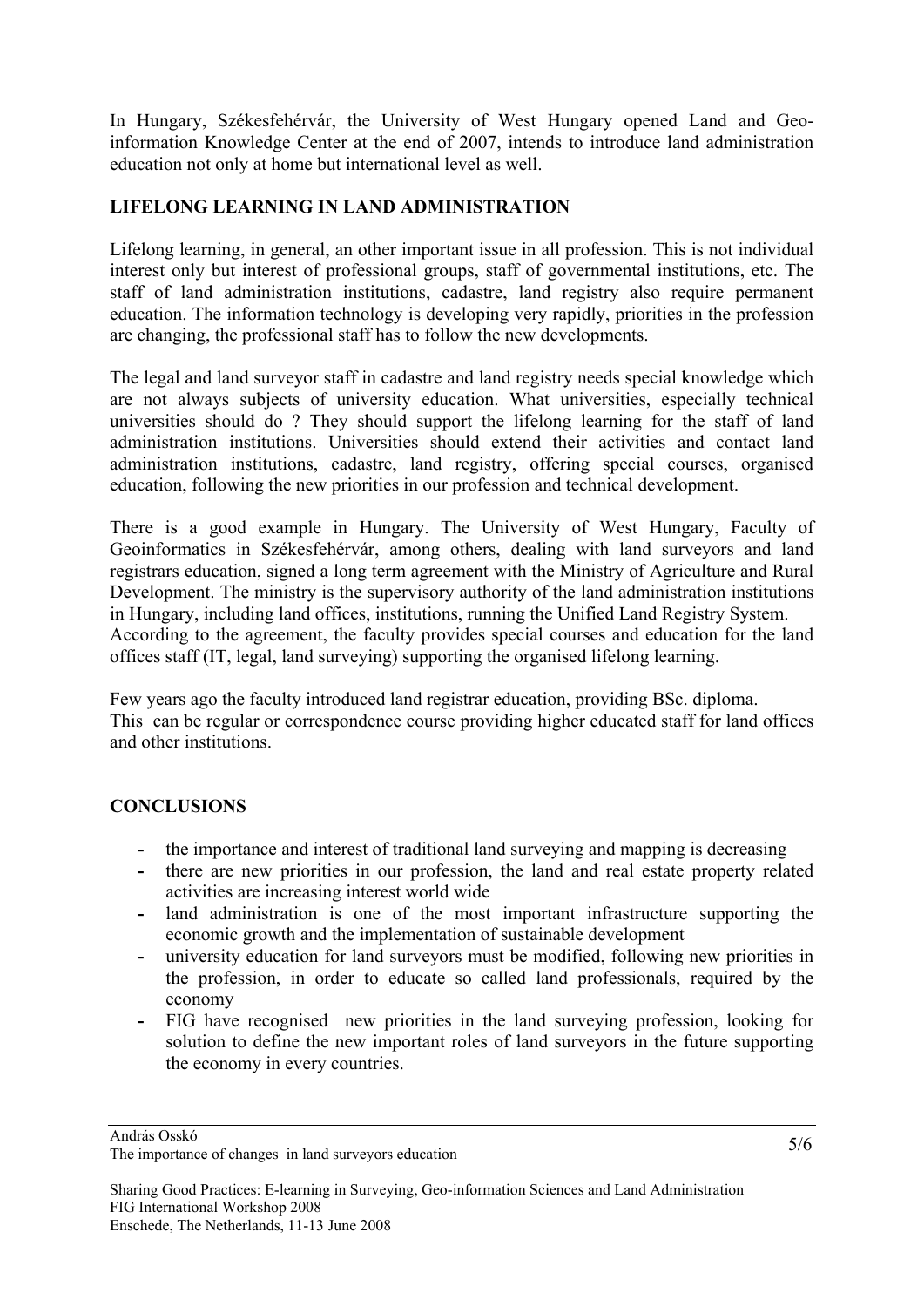In Hungary, Székesfehérvár, the University of West Hungary opened Land and Geo-information Knowledge Center at the end of 2007, intends to introduce land administration education not only at home but international level as well.

## LIFELONG LEARNING IN LAND ADMINISTRATION

Lifelong learning, in general, an other important issue in all profession. This is not individual interest only but interest of professional groups, staff of governmental institutions, etc. The staff of land administration institutions, cadastre, land registry also require permanent education. The information technology is developing very rapidly, priorities in the profession are changing, the professional staff has to follow the new developments.

The legal and land surveyor staff in cadastre and land registry needs special knowledge which are not always subjects of university education. What universities, especially technical universities should do ? They should support the lifelong learning for the staff of land administration institutions. Universities should extend their activities and contact land administration institutions, cadastre, land registry, offering special courses, organised education, following the new priorities in our profession and technical development.

There is a good example in Hungary. The University of West Hungary, Faculty of Geoinformatics in Székesfehérvár, among others, dealing with land surveyors and land registrars education, signed a long term agreement with the Ministry of Agriculture and Rural Development. The ministry is the supervisory authority of the land administration institutions in Hungary, including land offices, institutions, running the Unified Land Registry System.
According to the agreement, the faculty provides special courses and education for the land offices staff (IT, legal, land surveying) supporting the organised lifelong learning.

Few years ago the faculty introduced land registrar education, providing BSc. diploma.
This can be regular or correspondence course providing higher educated staff for land offices and other institutions.

## CONCLUSIONS

- the importance and interest of traditional land surveying and mapping is decreasing
- there are new priorities in our profession, the land and real estate property related activities are increasing interest world wide
- land administration is one of the most important infrastructure supporting the economic growth and the implementation of sustainable development
- university education for land surveyors must be modified, following new priorities in the profession, in order to educate so called land professionals, required by the economy
- FIG have recognised new priorities in the land surveying profession, looking for solution to define the new important roles of land surveyors in the future supporting the economy in every countries.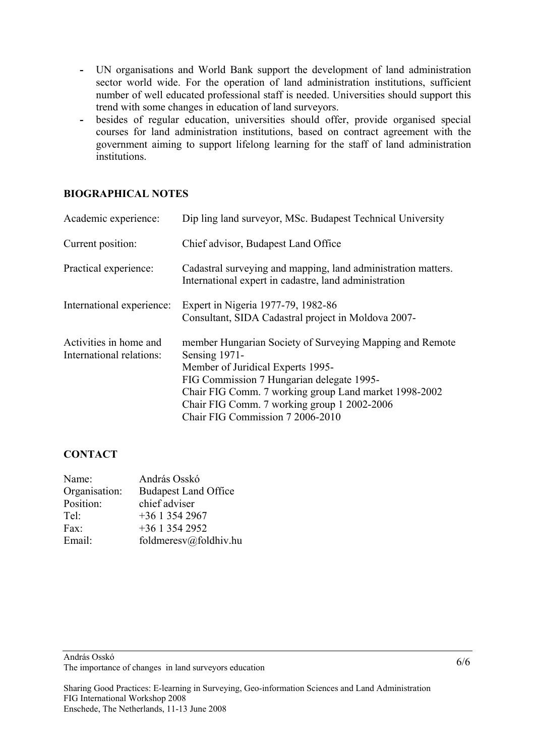- UN organisations and World Bank support the development of land administration sector world wide. For the operation of land administration institutions, sufficient number of well educated professional staff is needed. Universities should support this trend with some changes in education of land surveyors.
- besides of regular education, universities should offer, provide organised special courses for land administration institutions, based on contract agreement with the government aiming to support lifelong learning for the staff of land administration institutions.

## BIOGRAPHICAL NOTES

| | |
|---|---|
| Academic experience: | Dip ling land surveyor, MSc. Budapest Technical University |
| Current position: | Chief advisor, Budapest Land Office |
| Practical experience: | Cadastral surveying and mapping, land administration matters. International expert in cadastre, land administration |
| International experience: | Expert in Nigeria 1977-79, 1982-86<br>Consultant, SIDA Cadastral project in Moldova 2007- |
| Activities in home and International relations: | member Hungarian Society of Surveying Mapping and Remote Sensing 1971-<br>Member of Juridical Experts 1995-<br>FIG Commission 7 Hungarian delegate 1995-<br>Chair FIG Comm. 7 working group Land market 1998-2002<br>Chair FIG Comm. 7 working group 1 2002-2006<br>Chair FIG Commission 7 2006-2010 |

## CONTACT

| | |
|---|---|
| Name: | András Osskó |
| Organisation: | Budapest Land Office |
| Position: | chief adviser |
| Tel: | +36 1 354 2967 |
| Fax: | +36 1 354 2952 |
| Email: | foldmeresv@foldhiv.hu |